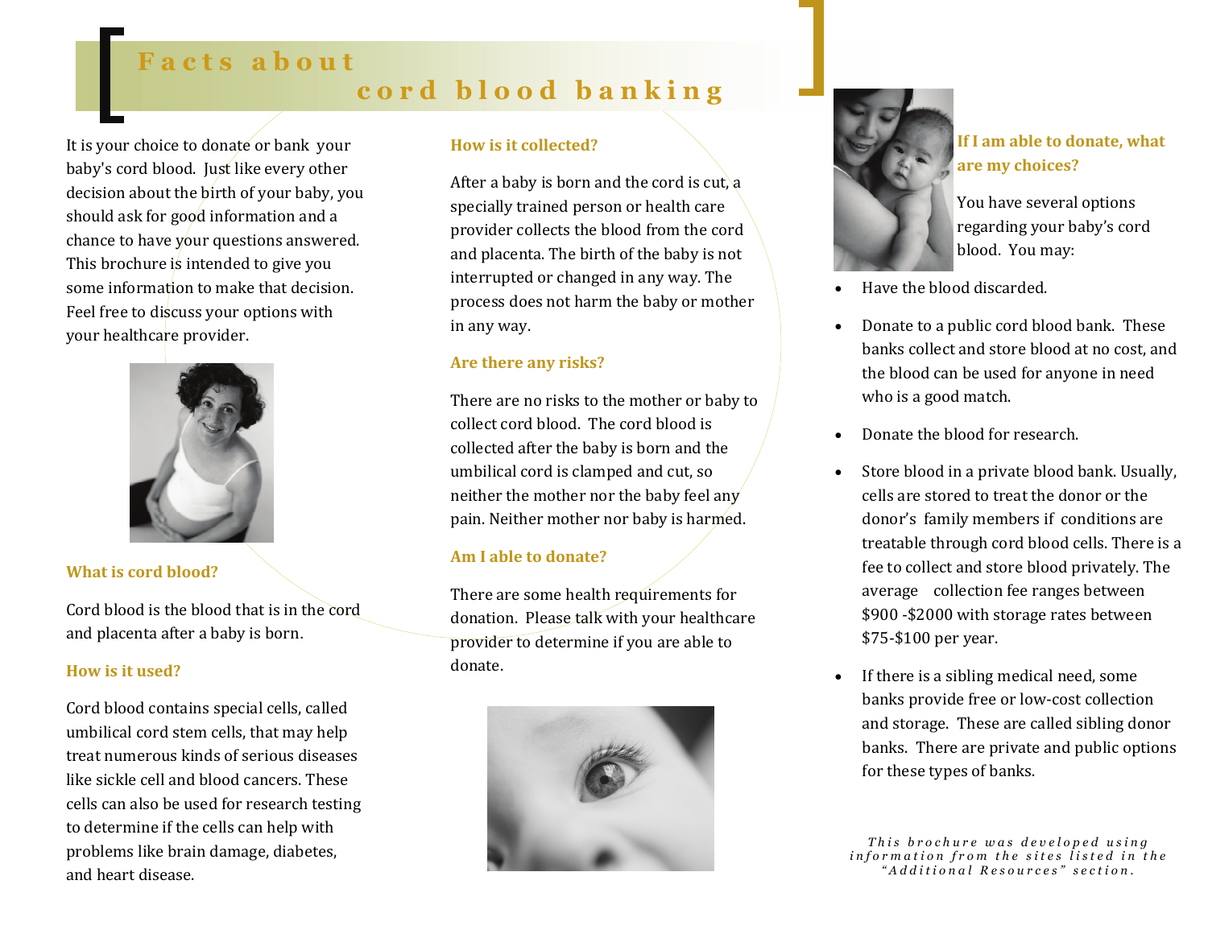# Facts about cord blood banking

It is your choice to donate or bank your baby's cord blood. Just like every other decision about the birth of your baby, you should ask for good information and a chance to have your questions answered. This brochure is intended to give you some information to make that decision. Feel free to discuss your options with your healthcare provider.

### What is cord blood?

Cord blood is the blood that is in the cord and placenta after a baby is born.

### How is it used?

Cord blood contains special cells, called umbilical cord stem cells, that may help treat numerous kinds of serious diseases like sickle cell and blood cancers. These cells can also be used for research testing to determine if the cells can help with problems like brain damage, diabetes, and heart disease.

### How is it collected?

After a baby is born and the cord is cut, a specially trained person or health care provider collects the blood from the cord and placenta. The birth of the baby is not interrupted or changed in any way. The process does not harm the baby or mother in any way.

### Are there any risks?

There are no risks to the mother or baby to collect cord blood. The cord blood is collected after the baby is born and the umbilical cord is clamped and cut, so neither the mother nor the baby feel any pain. Neither mother nor baby is harmed.

### Am I able to donate?

There are some health requirements for donation. Please talk with your healthcare provider to determine if you are able to donate.

### If I am able to donate, what are my choices?

You have several options regarding your baby's cord blood. You may:

- Have the blood discarded.
- Donate to a public cord blood bank. These banks collect and store blood at no cost, and the blood can be used for anyone in need who is a good match.
- Donate the blood for research.
- Store blood in a private blood bank. Usually, cells are stored to treat the donor or the donor's family members if conditions are treatable through cord blood cells. There is a fee to collect and store blood privately. The average collection fee ranges between $900 -$2000 with storage rates between $75-$100 per year.
- If there is a sibling medical need, some banks provide free or low-cost collection and storage. These are called sibling donor banks. There are private and public options for these types of banks.

*This brochure was developed using information from the sites listed in the "Additional Resources" section.*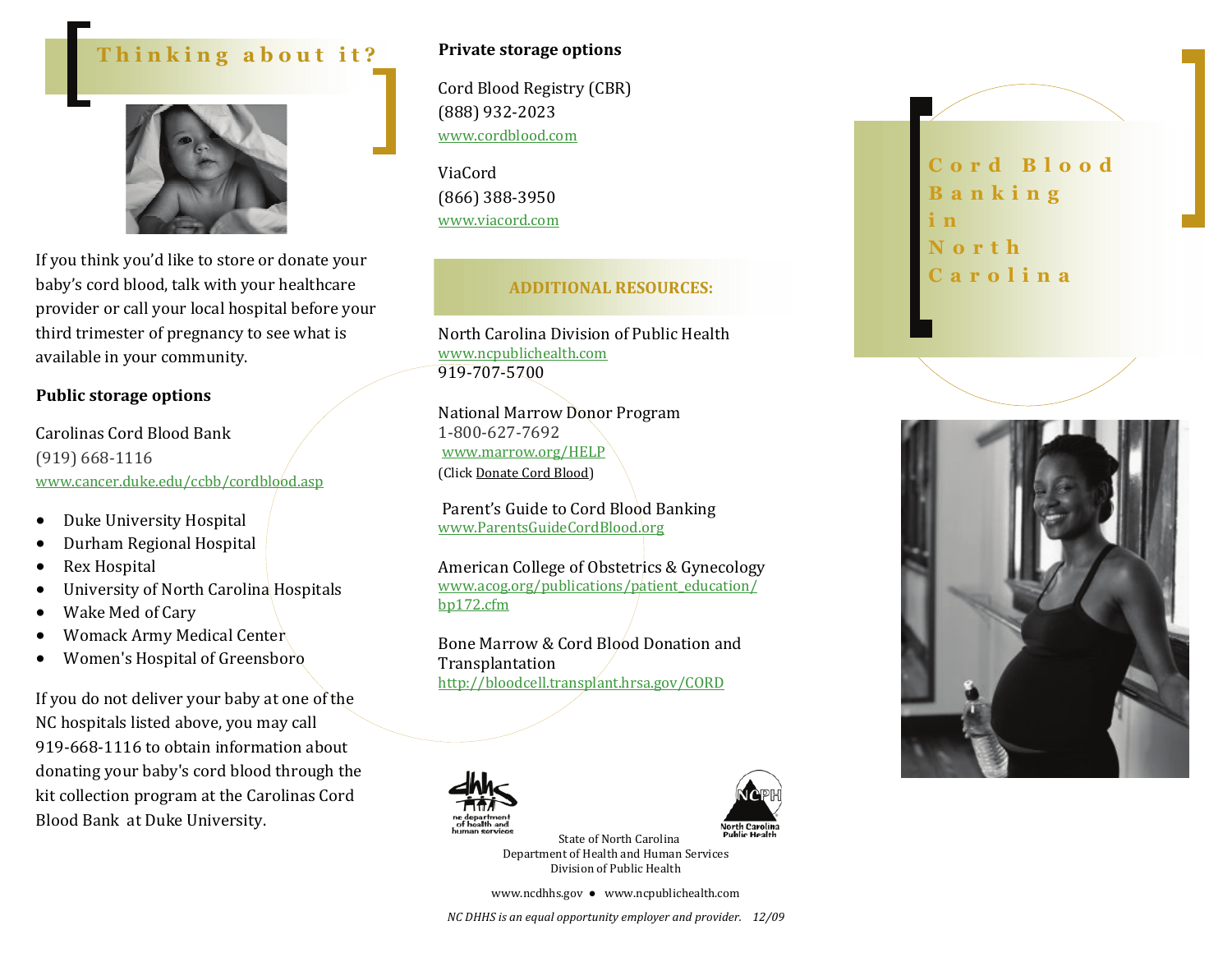## Thinking about it?

If you think you'd like to store or donate your baby's cord blood, talk with your healthcare provider or call your local hospital before your third trimester of pregnancy to see what is available in your community.

**Public storage options**

Carolinas Cord Blood Bank
(919) 668-1116
www.cancer.duke.edu/ccbb/cordblood.asp

- Duke University Hospital
- Durham Regional Hospital
- Rex Hospital
- University of North Carolina Hospitals
- Wake Med of Cary
- Womack Army Medical Center
- Women's Hospital of Greensboro

If you do not deliver your baby at one of the NC hospitals listed above, you may call 919-668-1116 to obtain information about donating your baby's cord blood through the kit collection program at the Carolinas Cord Blood Bank at Duke University.

**Private storage options**

Cord Blood Registry (CBR)
(888) 932-2023
www.cordblood.com

ViaCord
(866) 388-3950
www.viacord.com

**ADDITIONAL RESOURCES:**

North Carolina Division of Public Health
www.ncpublichealth.com
919-707-5700

National Marrow Donor Program
1-800-627-7692
www.marrow.org/HELP
(Click Donate Cord Blood)

Parent's Guide to Cord Blood Banking
www.ParentsGuideCordBlood.org

American College of Obstetrics & Gynecology
www.acog.org/publications/patient_education/bp172.cfm

Bone Marrow & Cord Blood Donation and Transplantation
http://bloodcell.transplant.hrsa.gov/CORD

State of North Carolina
Department of Health and Human Services
Division of Public Health

www.ncdhhs.gov • www.ncpublichealth.com

*NC DHHS is an equal opportunity employer and provider. 12/09*

# Cord Blood Banking in North Carolina